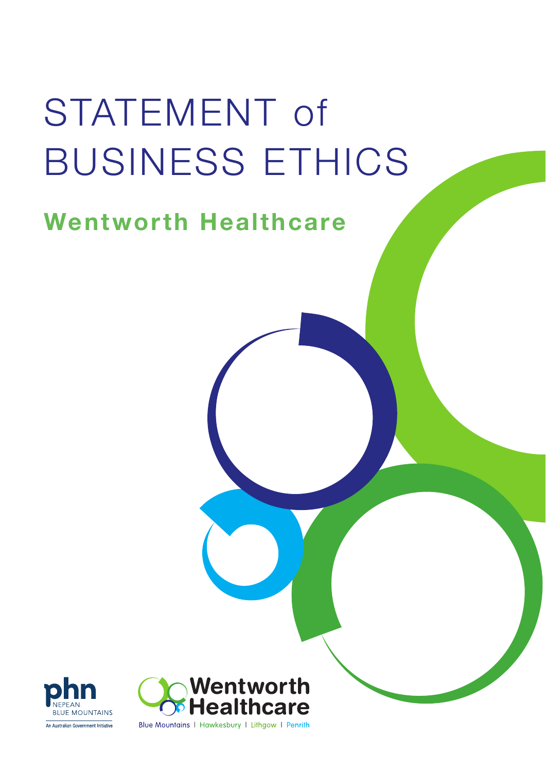# STATEMENT of BUSINESS ETHICS

## Wentworth Healthcare

phn NEPEAN BLUE MOUNTAINS

An Australian Government Initiative

Wentworth Healthcare

Blue Mountains | Hawkesbury | Lithgow | Penrith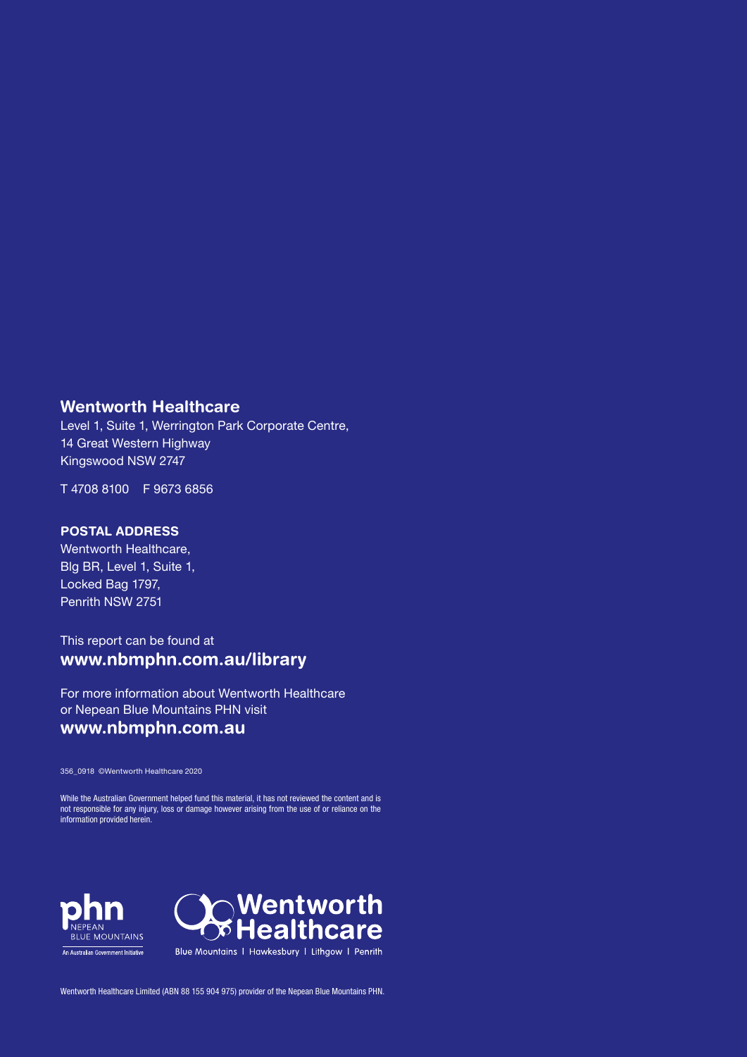## Wentworth Healthcare

Level 1, Suite 1, Werrington Park Corporate Centre,
14 Great Western Highway
Kingswood NSW 2747

T 4708 8100 F 9673 6856

### POSTAL ADDRESS

Wentworth Healthcare,
Blg BR, Level 1, Suite 1,
Locked Bag 1797,
Penrith NSW 2751

This report can be found at
**www.nbmphn.com.au/library**

For more information about Wentworth Healthcare or Nepean Blue Mountains PHN visit
**www.nbmphn.com.au**

356_0918 ©Wentworth Healthcare 2020

While the Australian Government helped fund this material, it has not reviewed the content and is not responsible for any injury, loss or damage however arising from the use of or reliance on the information provided herein.

phn NEPEAN BLUE MOUNTAINS
An Australian Government Initiative

Wentworth Healthcare
Blue Mountains | Hawkesbury | Lithgow | Penrith

Wentworth Healthcare Limited (ABN 88 155 904 975) provider of the Nepean Blue Mountains PHN.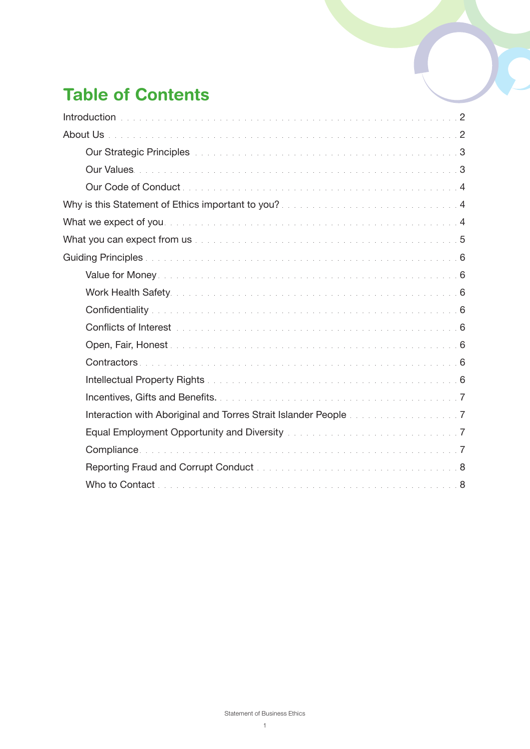# Table of Contents

- Introduction . . . 2
- About Us . . . 2
  - Our Strategic Principles . . . 3
  - Our Values . . . 3
  - Our Code of Conduct . . . 4
- Why is this Statement of Ethics important to you? . . . 4
- What we expect of you . . . 4
- What you can expect from us . . . 5
- Guiding Principles . . . 6
  - Value for Money . . . 6
  - Work Health Safety . . . 6
  - Confidentiality . . . 6
  - Conflicts of Interest . . . 6
  - Open, Fair, Honest . . . 6
  - Contractors . . . 6
  - Intellectual Property Rights . . . 6
  - Incentives, Gifts and Benefits. . . . 7
  - Interaction with Aboriginal and Torres Strait Islander People . . . 7
  - Equal Employment Opportunity and Diversity . . . 7
  - Compliance . . . 7
  - Reporting Fraud and Corrupt Conduct . . . 8
  - Who to Contact . . . 8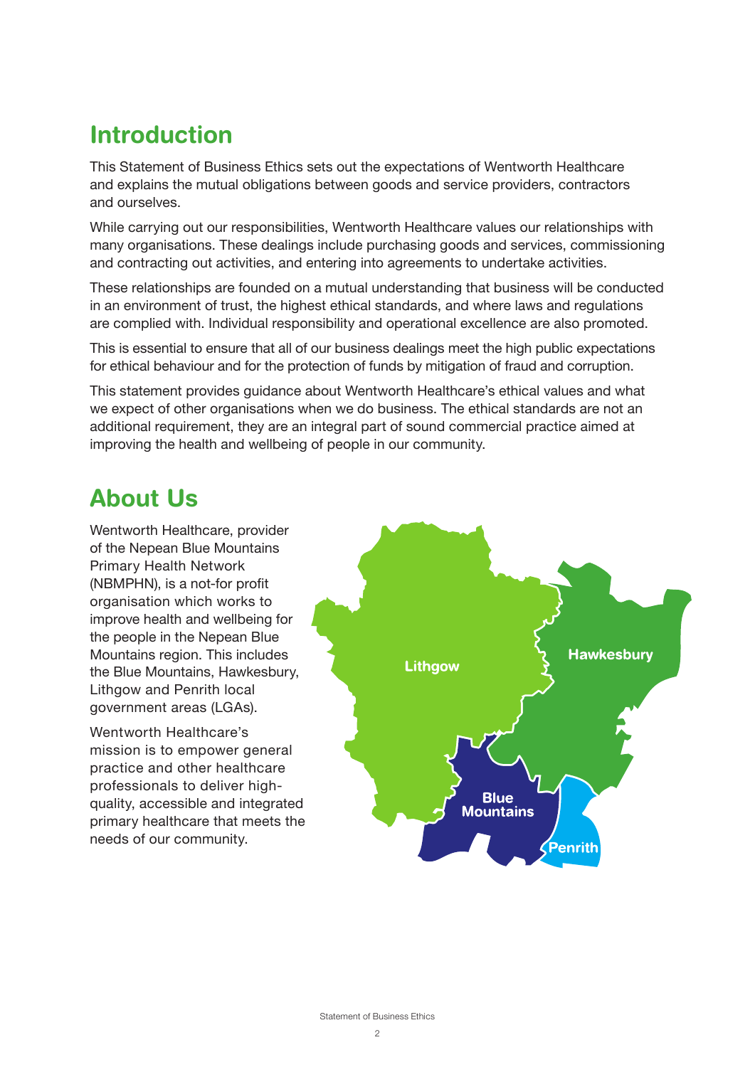## Introduction

This Statement of Business Ethics sets out the expectations of Wentworth Healthcare and explains the mutual obligations between goods and service providers, contractors and ourselves.

While carrying out our responsibilities, Wentworth Healthcare values our relationships with many organisations. These dealings include purchasing goods and services, commissioning and contracting out activities, and entering into agreements to undertake activities.

These relationships are founded on a mutual understanding that business will be conducted in an environment of trust, the highest ethical standards, and where laws and regulations are complied with. Individual responsibility and operational excellence are also promoted.

This is essential to ensure that all of our business dealings meet the high public expectations for ethical behaviour and for the protection of funds by mitigation of fraud and corruption.

This statement provides guidance about Wentworth Healthcare's ethical values and what we expect of other organisations when we do business. The ethical standards are not an additional requirement, they are an integral part of sound commercial practice aimed at improving the health and wellbeing of people in our community.

## About Us

Wentworth Healthcare, provider of the Nepean Blue Mountains Primary Health Network (NBMPHN), is a not-for profit organisation which works to improve health and wellbeing for the people in the Nepean Blue Mountains region. This includes the Blue Mountains, Hawkesbury, Lithgow and Penrith local government areas (LGAs).

Wentworth Healthcare's mission is to empower general practice and other healthcare professionals to deliver high-quality, accessible and integrated primary healthcare that meets the needs of our community.

Lithgow

Hawkesbury

Blue Mountains

Penrith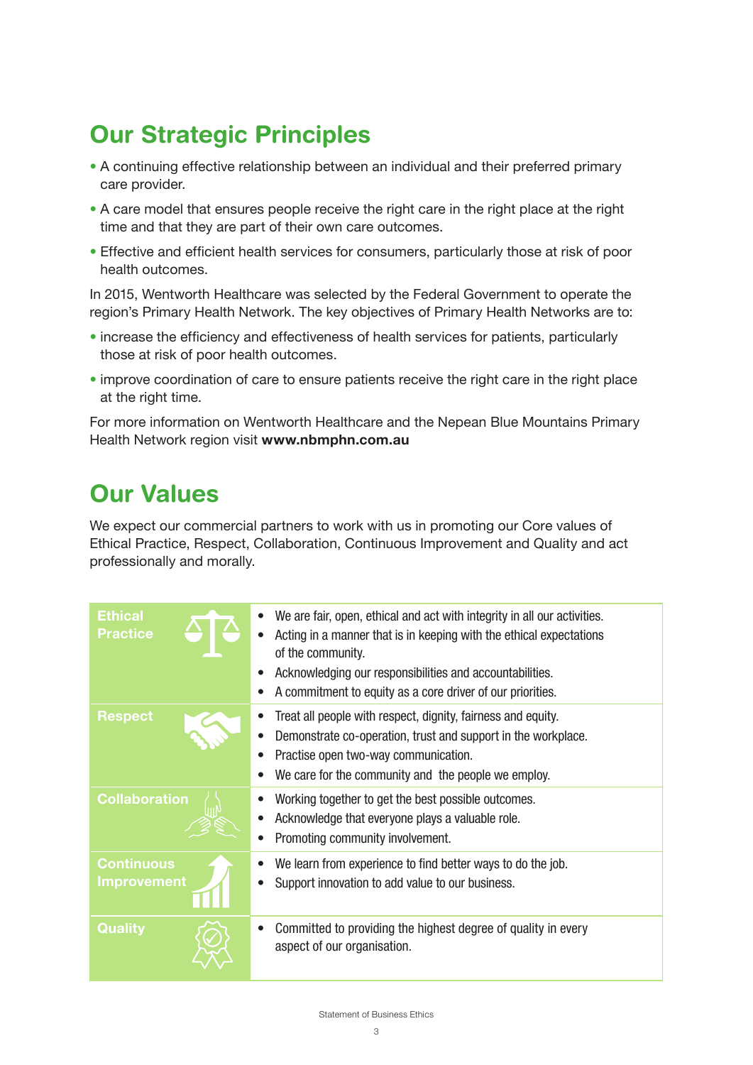## Our Strategic Principles

- A continuing effective relationship between an individual and their preferred primary care provider.
- A care model that ensures people receive the right care in the right place at the right time and that they are part of their own care outcomes.
- Effective and efficient health services for consumers, particularly those at risk of poor health outcomes.

In 2015, Wentworth Healthcare was selected by the Federal Government to operate the region's Primary Health Network. The key objectives of Primary Health Networks are to:

- increase the efficiency and effectiveness of health services for patients, particularly those at risk of poor health outcomes.
- improve coordination of care to ensure patients receive the right care in the right place at the right time.

For more information on Wentworth Healthcare and the Nepean Blue Mountains Primary Health Network region visit **www.nbmphn.com.au**

## Our Values

We expect our commercial partners to work with us in promoting our Core values of Ethical Practice, Respect, Collaboration, Continuous Improvement and Quality and act professionally and morally.

| Value | Description |
|---|---|
| **Ethical Practice** | • We are fair, open, ethical and act with integrity in all our activities.<br>• Acting in a manner that is in keeping with the ethical expectations of the community.<br>• Acknowledging our responsibilities and accountabilities.<br>• A commitment to equity as a core driver of our priorities. |
| **Respect** | • Treat all people with respect, dignity, fairness and equity.<br>• Demonstrate co-operation, trust and support in the workplace.<br>• Practise open two-way communication.<br>• We care for the community and the people we employ. |
| **Collaboration** | • Working together to get the best possible outcomes.<br>• Acknowledge that everyone plays a valuable role.<br>• Promoting community involvement. |
| **Continuous Improvement** | • We learn from experience to find better ways to do the job.<br>• Support innovation to add value to our business. |
| **Quality** | • Committed to providing the highest degree of quality in every aspect of our organisation. |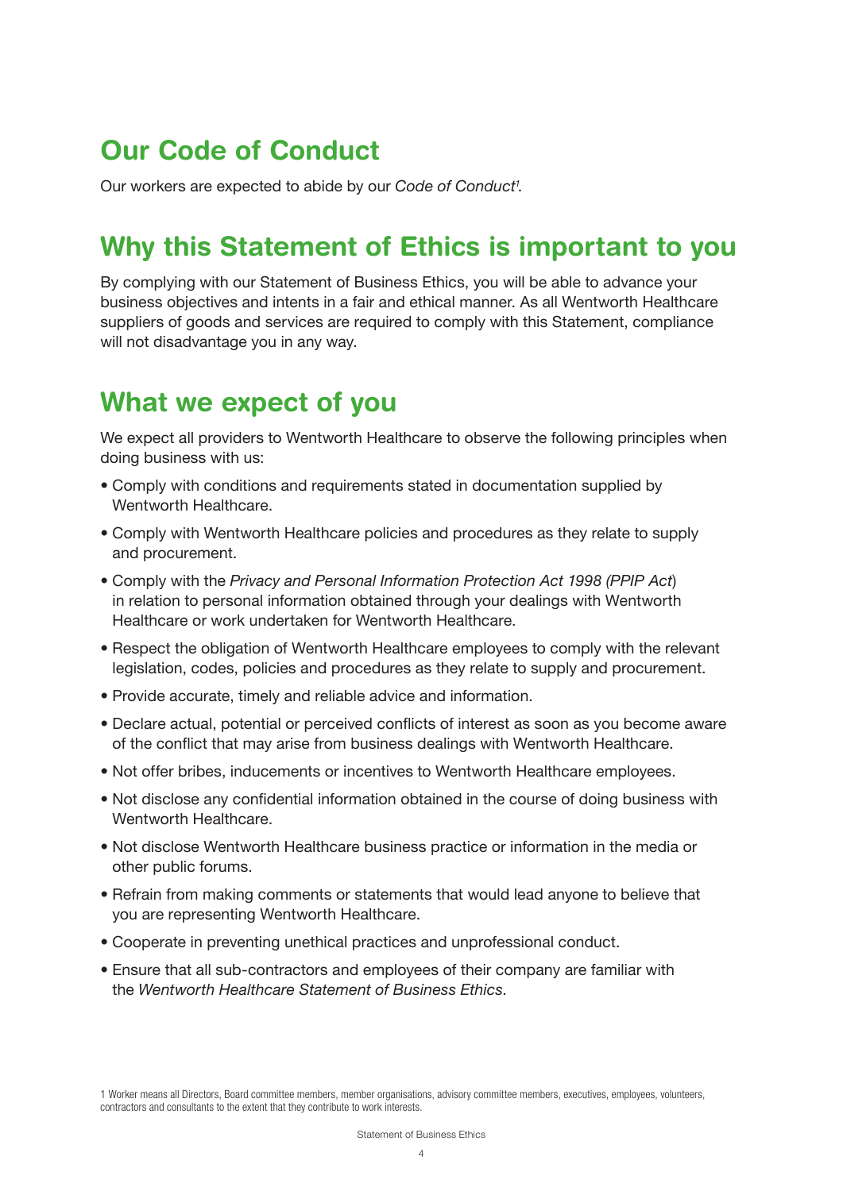## Our Code of Conduct

Our workers are expected to abide by our *Code of Conduct*[1].

## Why this Statement of Ethics is important to you

By complying with our Statement of Business Ethics, you will be able to advance your business objectives and intents in a fair and ethical manner. As all Wentworth Healthcare suppliers of goods and services are required to comply with this Statement, compliance will not disadvantage you in any way.

## What we expect of you

We expect all providers to Wentworth Healthcare to observe the following principles when doing business with us:

- Comply with conditions and requirements stated in documentation supplied by Wentworth Healthcare.
- Comply with Wentworth Healthcare policies and procedures as they relate to supply and procurement.
- Comply with the *Privacy and Personal Information Protection Act 1998 (PPIP Act*) in relation to personal information obtained through your dealings with Wentworth Healthcare or work undertaken for Wentworth Healthcare.
- Respect the obligation of Wentworth Healthcare employees to comply with the relevant legislation, codes, policies and procedures as they relate to supply and procurement.
- Provide accurate, timely and reliable advice and information.
- Declare actual, potential or perceived conflicts of interest as soon as you become aware of the conflict that may arise from business dealings with Wentworth Healthcare.
- Not offer bribes, inducements or incentives to Wentworth Healthcare employees.
- Not disclose any confidential information obtained in the course of doing business with Wentworth Healthcare.
- Not disclose Wentworth Healthcare business practice or information in the media or other public forums.
- Refrain from making comments or statements that would lead anyone to believe that you are representing Wentworth Healthcare.
- Cooperate in preventing unethical practices and unprofessional conduct.
- Ensure that all sub-contractors and employees of their company are familiar with the *Wentworth Healthcare Statement of Business Ethics*.

1 Worker means all Directors, Board committee members, member organisations, advisory committee members, executives, employees, volunteers, contractors and consultants to the extent that they contribute to work interests.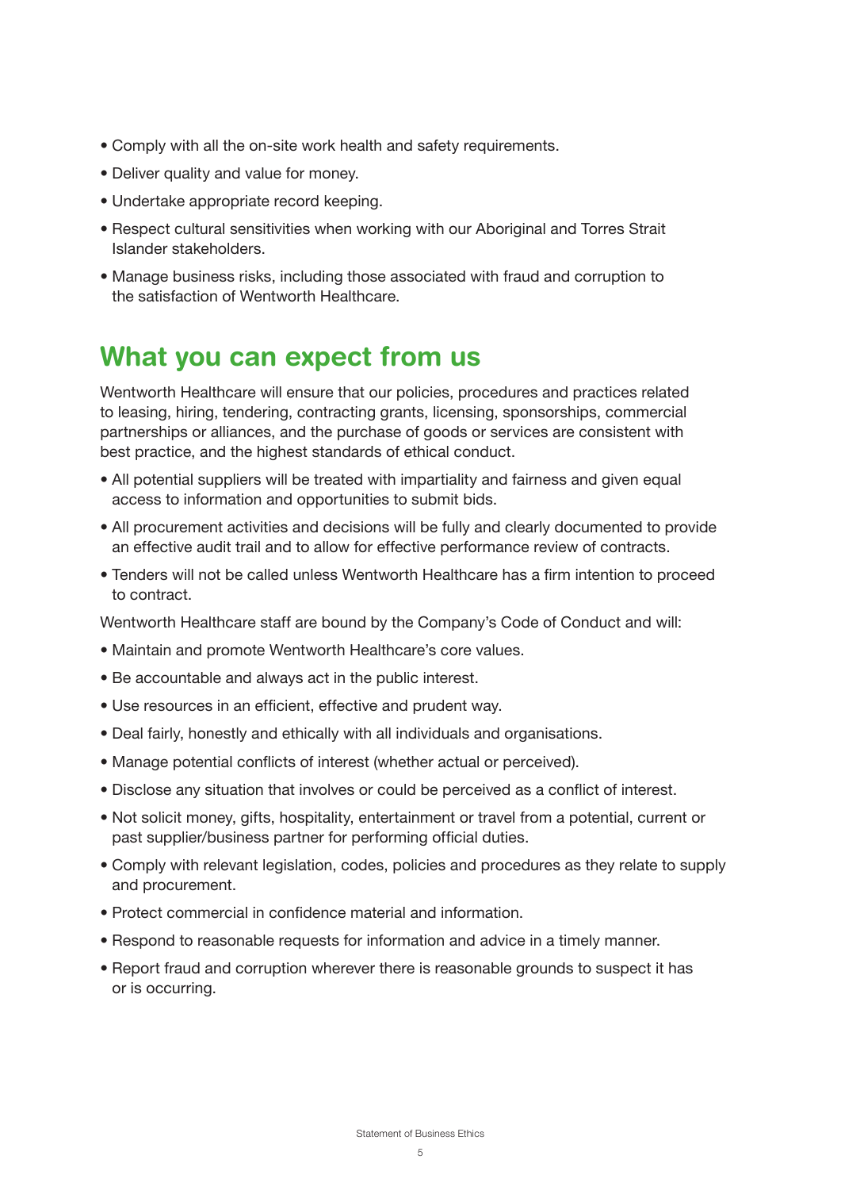- Comply with all the on-site work health and safety requirements.
- Deliver quality and value for money.
- Undertake appropriate record keeping.
- Respect cultural sensitivities when working with our Aboriginal and Torres Strait Islander stakeholders.
- Manage business risks, including those associated with fraud and corruption to the satisfaction of Wentworth Healthcare.

## What you can expect from us

Wentworth Healthcare will ensure that our policies, procedures and practices related to leasing, hiring, tendering, contracting grants, licensing, sponsorships, commercial partnerships or alliances, and the purchase of goods or services are consistent with best practice, and the highest standards of ethical conduct.

- All potential suppliers will be treated with impartiality and fairness and given equal access to information and opportunities to submit bids.
- All procurement activities and decisions will be fully and clearly documented to provide an effective audit trail and to allow for effective performance review of contracts.
- Tenders will not be called unless Wentworth Healthcare has a firm intention to proceed to contract.

Wentworth Healthcare staff are bound by the Company's Code of Conduct and will:

- Maintain and promote Wentworth Healthcare's core values.
- Be accountable and always act in the public interest.
- Use resources in an efficient, effective and prudent way.
- Deal fairly, honestly and ethically with all individuals and organisations.
- Manage potential conflicts of interest (whether actual or perceived).
- Disclose any situation that involves or could be perceived as a conflict of interest.
- Not solicit money, gifts, hospitality, entertainment or travel from a potential, current or past supplier/business partner for performing official duties.
- Comply with relevant legislation, codes, policies and procedures as they relate to supply and procurement.
- Protect commercial in confidence material and information.
- Respond to reasonable requests for information and advice in a timely manner.
- Report fraud and corruption wherever there is reasonable grounds to suspect it has or is occurring.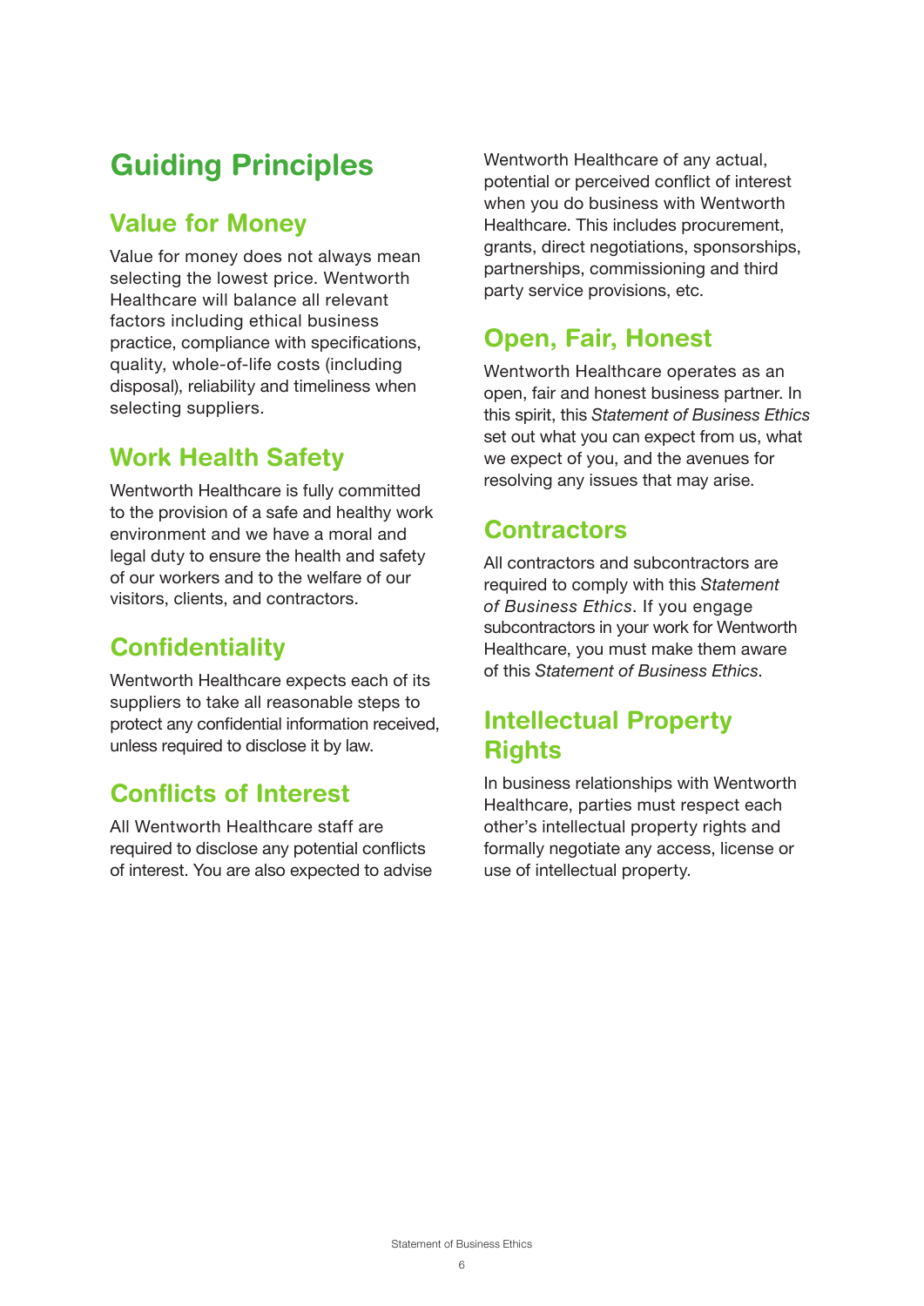# Guiding Principles

## Value for Money

Value for money does not always mean selecting the lowest price. Wentworth Healthcare will balance all relevant factors including ethical business practice, compliance with specifications, quality, whole-of-life costs (including disposal), reliability and timeliness when selecting suppliers.

## Work Health Safety

Wentworth Healthcare is fully committed to the provision of a safe and healthy work environment and we have a moral and legal duty to ensure the health and safety of our workers and to the welfare of our visitors, clients, and contractors.

## Confidentiality

Wentworth Healthcare expects each of its suppliers to take all reasonable steps to protect any confidential information received, unless required to disclose it by law.

## Conflicts of Interest

All Wentworth Healthcare staff are required to disclose any potential conflicts of interest. You are also expected to advise Wentworth Healthcare of any actual, potential or perceived conflict of interest when you do business with Wentworth Healthcare. This includes procurement, grants, direct negotiations, sponsorships, partnerships, commissioning and third party service provisions, etc.

## Open, Fair, Honest

Wentworth Healthcare operates as an open, fair and honest business partner. In this spirit, this *Statement of Business Ethics* set out what you can expect from us, what we expect of you, and the avenues for resolving any issues that may arise.

## Contractors

All contractors and subcontractors are required to comply with this *Statement of Business Ethics*. If you engage subcontractors in your work for Wentworth Healthcare, you must make them aware of this *Statement of Business Ethics*.

## Intellectual Property Rights

In business relationships with Wentworth Healthcare, parties must respect each other's intellectual property rights and formally negotiate any access, license or use of intellectual property.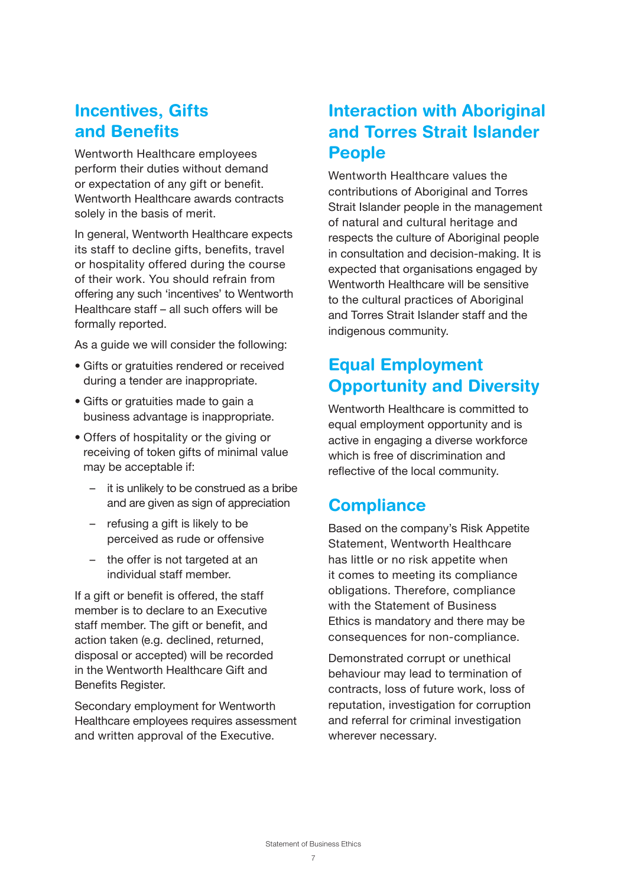## Incentives, Gifts and Benefits

Wentworth Healthcare employees perform their duties without demand or expectation of any gift or benefit. Wentworth Healthcare awards contracts solely in the basis of merit.

In general, Wentworth Healthcare expects its staff to decline gifts, benefits, travel or hospitality offered during the course of their work. You should refrain from offering any such 'incentives' to Wentworth Healthcare staff – all such offers will be formally reported.

As a guide we will consider the following:

- Gifts or gratuities rendered or received during a tender are inappropriate.
- Gifts or gratuities made to gain a business advantage is inappropriate.
- Offers of hospitality or the giving or receiving of token gifts of minimal value may be acceptable if:
  - it is unlikely to be construed as a bribe and are given as sign of appreciation
  - refusing a gift is likely to be perceived as rude or offensive
  - the offer is not targeted at an individual staff member.

If a gift or benefit is offered, the staff member is to declare to an Executive staff member. The gift or benefit, and action taken (e.g. declined, returned, disposal or accepted) will be recorded in the Wentworth Healthcare Gift and Benefits Register.

Secondary employment for Wentworth Healthcare employees requires assessment and written approval of the Executive.

## Interaction with Aboriginal and Torres Strait Islander People

Wentworth Healthcare values the contributions of Aboriginal and Torres Strait Islander people in the management of natural and cultural heritage and respects the culture of Aboriginal people in consultation and decision-making. It is expected that organisations engaged by Wentworth Healthcare will be sensitive to the cultural practices of Aboriginal and Torres Strait Islander staff and the indigenous community.

## Equal Employment Opportunity and Diversity

Wentworth Healthcare is committed to equal employment opportunity and is active in engaging a diverse workforce which is free of discrimination and reflective of the local community.

## Compliance

Based on the company's Risk Appetite Statement, Wentworth Healthcare has little or no risk appetite when it comes to meeting its compliance obligations. Therefore, compliance with the Statement of Business Ethics is mandatory and there may be consequences for non-compliance.

Demonstrated corrupt or unethical behaviour may lead to termination of contracts, loss of future work, loss of reputation, investigation for corruption and referral for criminal investigation wherever necessary.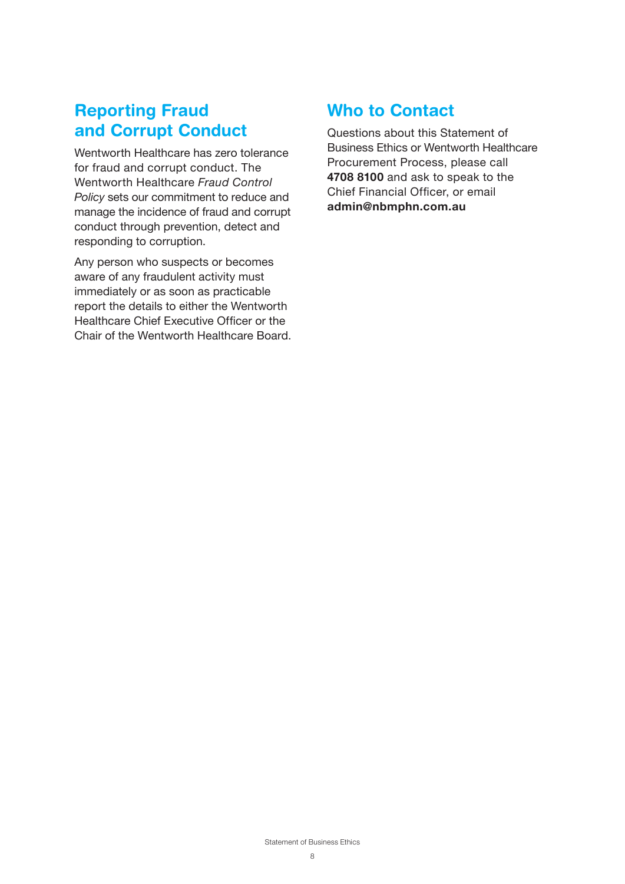## Reporting Fraud and Corrupt Conduct

Wentworth Healthcare has zero tolerance for fraud and corrupt conduct. The Wentworth Healthcare *Fraud Control Policy* sets our commitment to reduce and manage the incidence of fraud and corrupt conduct through prevention, detect and responding to corruption.

Any person who suspects or becomes aware of any fraudulent activity must immediately or as soon as practicable report the details to either the Wentworth Healthcare Chief Executive Officer or the Chair of the Wentworth Healthcare Board.

## Who to Contact

Questions about this Statement of Business Ethics or Wentworth Healthcare Procurement Process, please call **4708 8100** and ask to speak to the Chief Financial Officer, or email **admin@nbmphn.com.au**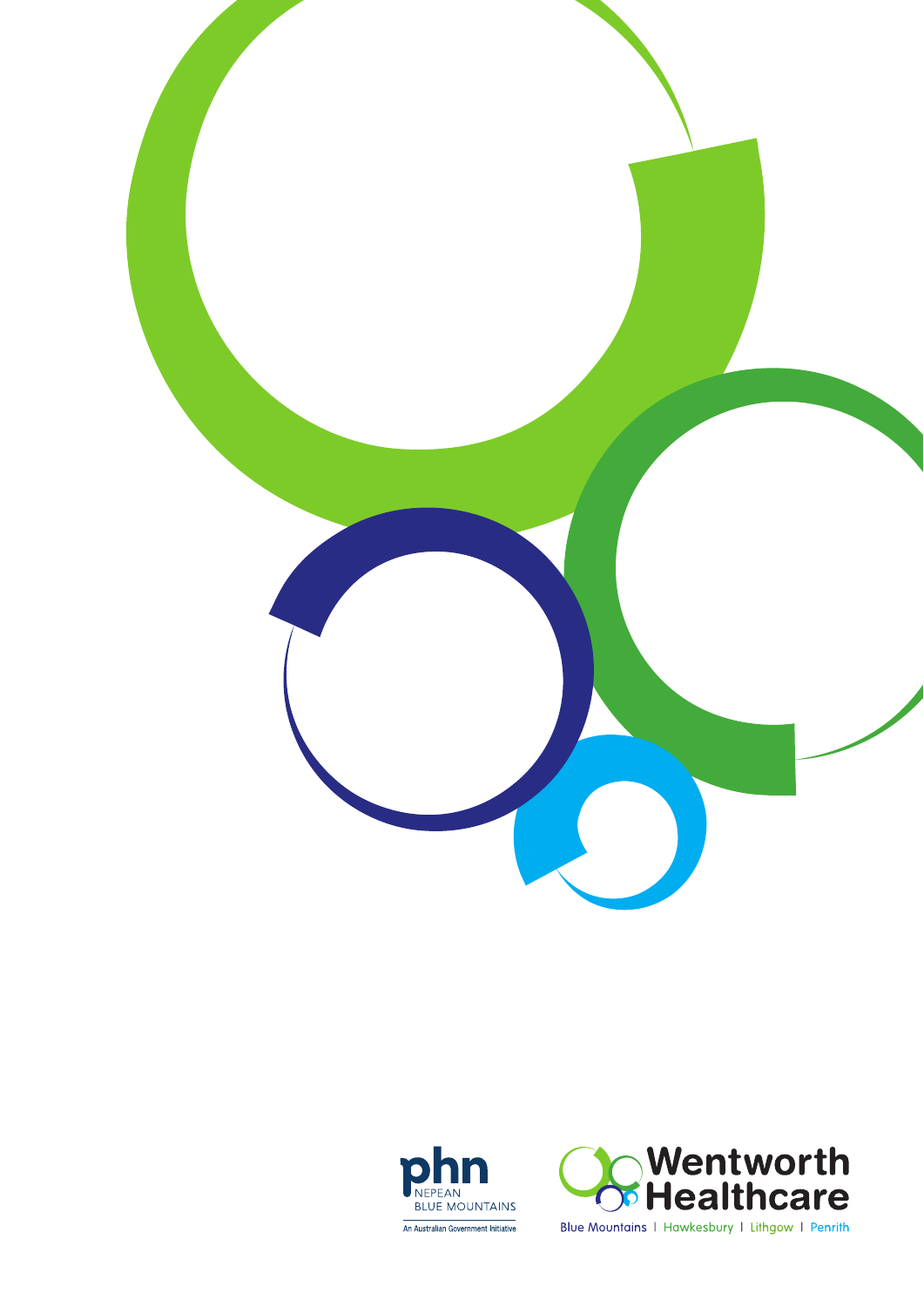phn
NEPEAN
BLUE MOUNTAINS

An Australian Government Initiative

Wentworth Healthcare

Blue Mountains | Hawkesbury | Lithgow | Penrith